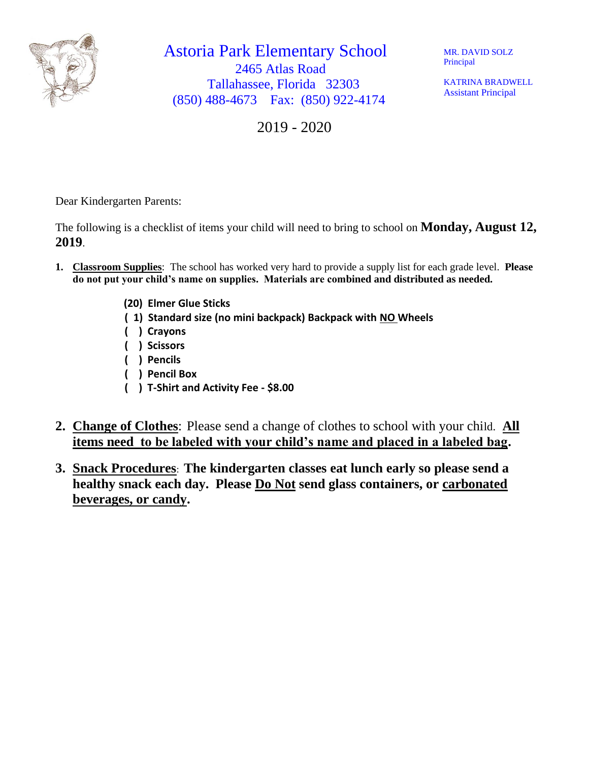# Astoria Park Elementary School

2465 Atlas Road
Tallahassee, Florida 32303
(850) 488-4673 Fax: (850) 922-4174

MR. DAVID SOLZ
Principal

KATRINA BRADWELL
Assistant Principal

2019 - 2020

Dear Kindergarten Parents:

The following is a checklist of items your child will need to bring to school on **Monday, August 12, 2019**.

1. **Classroom Supplies**: The school has worked very hard to provide a supply list for each grade level. **Please do not put your child's name on supplies. Materials are combined and distributed as needed.**

   **(20) Elmer Glue Sticks**
   **( 1) Standard size (no mini backpack) Backpack with NO Wheels**
   **( ) Crayons**
   **( ) Scissors**
   **( ) Pencils**
   **( ) Pencil Box**
   **( ) T-Shirt and Activity Fee - $8.00**

2. **Change of Clothes**: Please send a change of clothes to school with your child. **All items need to be labeled with your child's name and placed in a labeled bag.**

3. **Snack Procedures**: **The kindergarten classes eat lunch early so please send a healthy snack each day. Please Do Not send glass containers, or carbonated beverages, or candy.**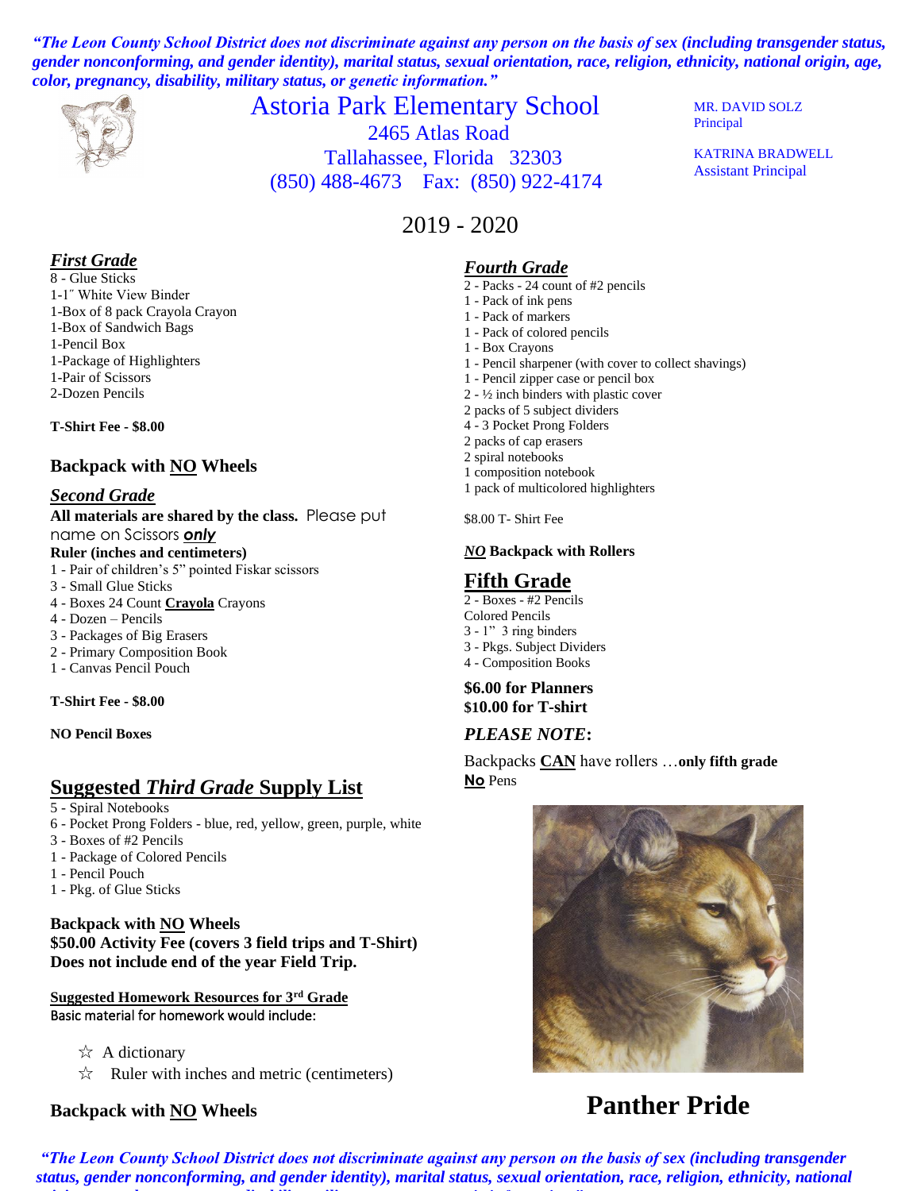*"The Leon County School District does not discriminate against any person on the basis of sex (including transgender status, gender nonconforming, and gender identity), marital status, sexual orientation, race, religion, ethnicity, national origin, age, color, pregnancy, disability, military status, or genetic information."*

# Astoria Park Elementary School

2465 Atlas Road
Tallahassee, Florida 32303
(850) 488-4673 Fax: (850) 922-4174

MR. DAVID SOLZ
Principal

KATRINA BRADWELL
Assistant Principal

## 2019 - 2020

### ***First Grade***

8 - Glue Sticks
1-1″ White View Binder
1-Box of 8 pack Crayola Crayon
1-Box of Sandwich Bags
1-Pencil Box
1-Package of Highlighters
1-Pair of Scissors
2-Dozen Pencils

**T-Shirt Fee - $8.00**

**Backpack with NO Wheels**

### ***Second Grade***

**All materials are shared by the class.** Please put name on Scissors ***only***

**Ruler (inches and centimeters)**
1 - Pair of children's 5" pointed Fiskar scissors
3 - Small Glue Sticks
4 - Boxes 24 Count **Crayola** Crayons
4 - Dozen – Pencils
3 - Packages of Big Erasers
2 - Primary Composition Book
1 - Canvas Pencil Pouch

**T-Shirt Fee - $8.00**

**NO Pencil Boxes**

### Suggested *Third Grade* Supply List

5 - Spiral Notebooks
6 - Pocket Prong Folders - blue, red, yellow, green, purple, white
3 - Boxes of #2 Pencils
1 - Package of Colored Pencils
1 - Pencil Pouch
1 - Pkg. of Glue Sticks

**Backpack with NO Wheels**
**$50.00 Activity Fee (covers 3 field trips and T-Shirt)**
**Does not include end of the year Field Trip.**

**Suggested Homework Resources for 3rd Grade**
Basic material for homework would include:

- ☆ A dictionary
- ☆ Ruler with inches and metric (centimeters)

**Backpack with NO Wheels**

### ***Fourth Grade***

2 - Packs - 24 count of #2 pencils
1 - Pack of ink pens
1 - Pack of markers
1 - Pack of colored pencils
1 - Box Crayons
1 - Pencil sharpener (with cover to collect shavings)
1 - Pencil zipper case or pencil box
2 - ½ inch binders with plastic cover
2 packs of 5 subject dividers
4 - 3 Pocket Prong Folders
2 packs of cap erasers
2 spiral notebooks
1 composition notebook
1 pack of multicolored highlighters

$8.00 T- Shirt Fee

***NO*** **Backpack with Rollers**

### Fifth Grade

2 - Boxes - #2 Pencils
Colored Pencils
3 - 1" 3 ring binders
3 - Pkgs. Subject Dividers
4 - Composition Books

**$6.00 for Planners**
**$10.00 for T-shirt**

***PLEASE NOTE*:**

Backpacks **CAN** have rollers …**only fifth grade**
**No** Pens

**Panther Pride**

*"The Leon County School District does not discriminate against any person on the basis of sex (including transgender status, gender nonconforming, and gender identity), marital status, sexual orientation, race, religion, ethnicity, national*